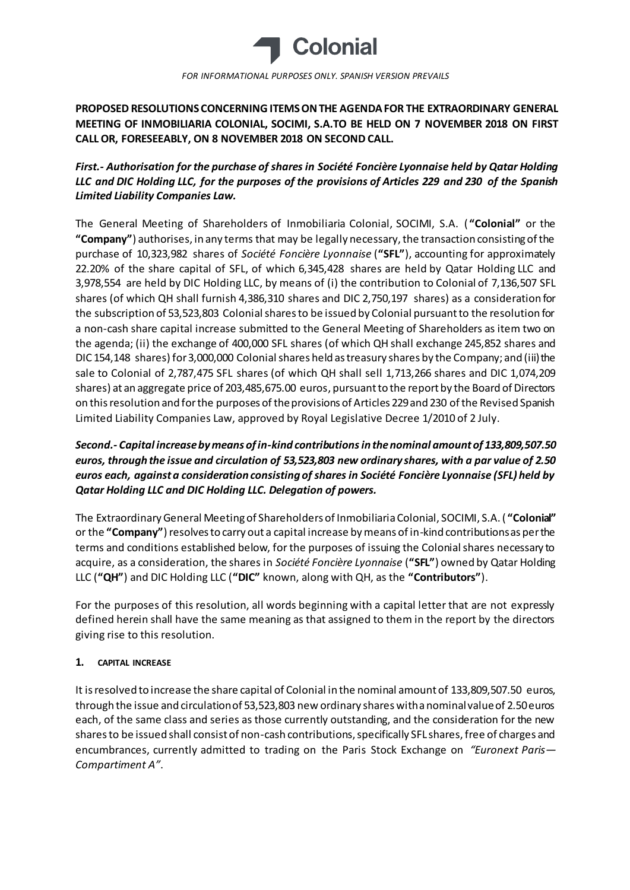**Colonial**

*FOR INFORMATIONAL PURPOSES ONLY. SPANISH VERSION PREVAILS*

**PROPOSED RESOLUTIONS CONCERNING ITEMS ON THE AGENDA FOR THE EXTRAORDINARY GENERAL MEETING OF INMOBILIARIA COLONIAL, SOCIMI, S.A.TO BE HELD ON 7 NOVEMBER 2018 ON FIRST CALL OR, FORESEEABLY, ON 8 NOVEMBER 2018 ON SECOND CALL.**

***First.- Authorisation for the purchase of shares in Société Foncière Lyonnaise held by Qatar Holding LLC and DIC Holding LLC, for the purposes of the provisions of Articles 229 and 230 of the Spanish Limited Liability Companies Law.***

The General Meeting of Shareholders of Inmobiliaria Colonial, SOCIMI, S.A. (**"Colonial"** or the **"Company"**) authorises, in any terms that may be legally necessary, the transaction consisting of the purchase of 10,323,982 shares of *Société Foncière Lyonnaise* (**"SFL"**), accounting for approximately 22.20% of the share capital of SFL, of which 6,345,428 shares are held by Qatar Holding LLC and 3,978,554 are held by DIC Holding LLC, by means of (i) the contribution to Colonial of 7,136,507 SFL shares (of which QH shall furnish 4,386,310 shares and DIC 2,750,197 shares) as a consideration for the subscription of 53,523,803 Colonial shares to be issued by Colonial pursuant to the resolution for a non-cash share capital increase submitted to the General Meeting of Shareholders as item two on the agenda; (ii) the exchange of 400,000 SFL shares (of which QH shall exchange 245,852 shares and DIC 154,148 shares) for 3,000,000 Colonial shares held as treasury shares by the Company; and (iii) the sale to Colonial of 2,787,475 SFL shares (of which QH shall sell 1,713,266 shares and DIC 1,074,209 shares) at an aggregate price of 203,485,675.00 euros, pursuant to the report by the Board of Directors on this resolution and for the purposes of the provisions of Articles 229 and 230 of the Revised Spanish Limited Liability Companies Law, approved by Royal Legislative Decree 1/2010 of 2 July.

***Second.- Capital increase by means of in-kind contributions in the nominal amount of 133,809,507.50 euros, through the issue and circulation of 53,523,803 new ordinary shares, with a par value of 2.50 euros each, against a consideration consisting of shares in Société Foncière Lyonnaise (SFL) held by Qatar Holding LLC and DIC Holding LLC. Delegation of powers.***

The Extraordinary General Meeting of Shareholders of Inmobiliaria Colonial, SOCIMI, S.A. (**"Colonial"** or the **"Company"**) resolves to carry out a capital increase by means of in-kind contributions as per the terms and conditions established below, for the purposes of issuing the Colonial shares necessary to acquire, as a consideration, the shares in *Société Foncière Lyonnaise* (**"SFL"**) owned by Qatar Holding LLC (**"QH"**) and DIC Holding LLC (**"DIC"** known, along with QH, as the **"Contributors"**).

For the purposes of this resolution, all words beginning with a capital letter that are not expressly defined herein shall have the same meaning as that assigned to them in the report by the directors giving rise to this resolution.

**1. CAPITAL INCREASE**

It is resolved to increase the share capital of Colonial in the nominal amount of 133,809,507.50 euros, through the issue and circulation of 53,523,803 new ordinary shares with a nominal value of 2.50 euros each, of the same class and series as those currently outstanding, and the consideration for the new shares to be issued shall consist of non-cash contributions, specifically SFL shares, free of charges and encumbrances, currently admitted to trading on the Paris Stock Exchange on *"Euronext Paris— Compartiment A"*.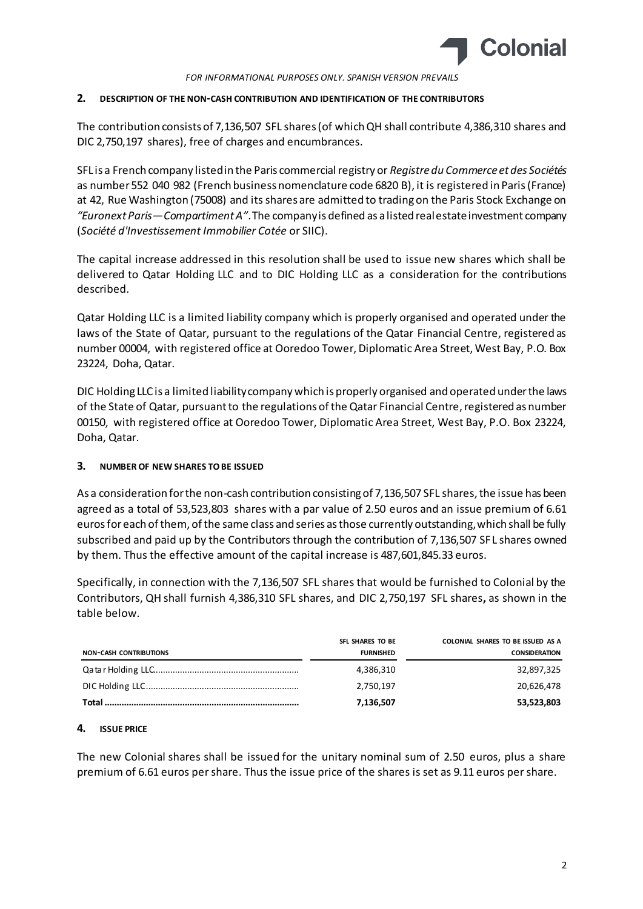*FOR INFORMATIONAL PURPOSES ONLY. SPANISH VERSION PREVAILS*

## 2. DESCRIPTION OF THE NON-CASH CONTRIBUTION AND IDENTIFICATION OF THE CONTRIBUTORS

The contribution consists of 7,136,507 SFL shares (of which QH shall contribute 4,386,310 shares and DIC 2,750,197 shares), free of charges and encumbrances.

SFL is a French company listed in the Paris commercial registry or *Registre du Commerce et des Sociétés* as number 552 040 982 (French business nomenclature code 6820 B), it is registered in Paris (France) at 42, Rue Washington (75008) and its shares are admitted to trading on the Paris Stock Exchange on *"Euronext Paris—Compartiment A"*. The company is defined as a listed real estate investment company (*Société d'Investissement Immobilier Cotée* or SIIC).

The capital increase addressed in this resolution shall be used to issue new shares which shall be delivered to Qatar Holding LLC and to DIC Holding LLC as a consideration for the contributions described.

Qatar Holding LLC is a limited liability company which is properly organised and operated under the laws of the State of Qatar, pursuant to the regulations of the Qatar Financial Centre, registered as number 00004, with registered office at Ooredoo Tower, Diplomatic Area Street, West Bay, P.O. Box 23224, Doha, Qatar.

DIC Holding LLC is a limited liability company which is properly organised and operated under the laws of the State of Qatar, pursuant to the regulations of the Qatar Financial Centre, registered as number 00150, with registered office at Ooredoo Tower, Diplomatic Area Street, West Bay, P.O. Box 23224, Doha, Qatar.

## 3. NUMBER OF NEW SHARES TO BE ISSUED

As a consideration for the non-cash contribution consisting of 7,136,507 SFL shares, the issue has been agreed as a total of 53,523,803 shares with a par value of 2.50 euros and an issue premium of 6.61 euros for each of them, of the same class and series as those currently outstanding, which shall be fully subscribed and paid up by the Contributors through the contribution of 7,136,507 SFL shares owned by them. Thus the effective amount of the capital increase is 487,601,845.33 euros.

Specifically, in connection with the 7,136,507 SFL shares that would be furnished to Colonial by the Contributors, QH shall furnish 4,386,310 SFL shares, and DIC 2,750,197 SFL shares**,** as shown in the table below.

| NON-CASH CONTRIBUTIONS | SFL SHARES TO BE FURNISHED | COLONIAL SHARES TO BE ISSUED AS A CONSIDERATION |
|---|---|---|
| Qatar Holding LLC | 4,386,310 | 32,897,325 |
| DIC Holding LLC | 2,750,197 | 20,626,478 |
| **Total** | **7,136,507** | **53,523,803** |

## 4. ISSUE PRICE

The new Colonial shares shall be issued for the unitary nominal sum of 2.50 euros, plus a share premium of 6.61 euros per share. Thus the issue price of the shares is set as 9.11 euros per share.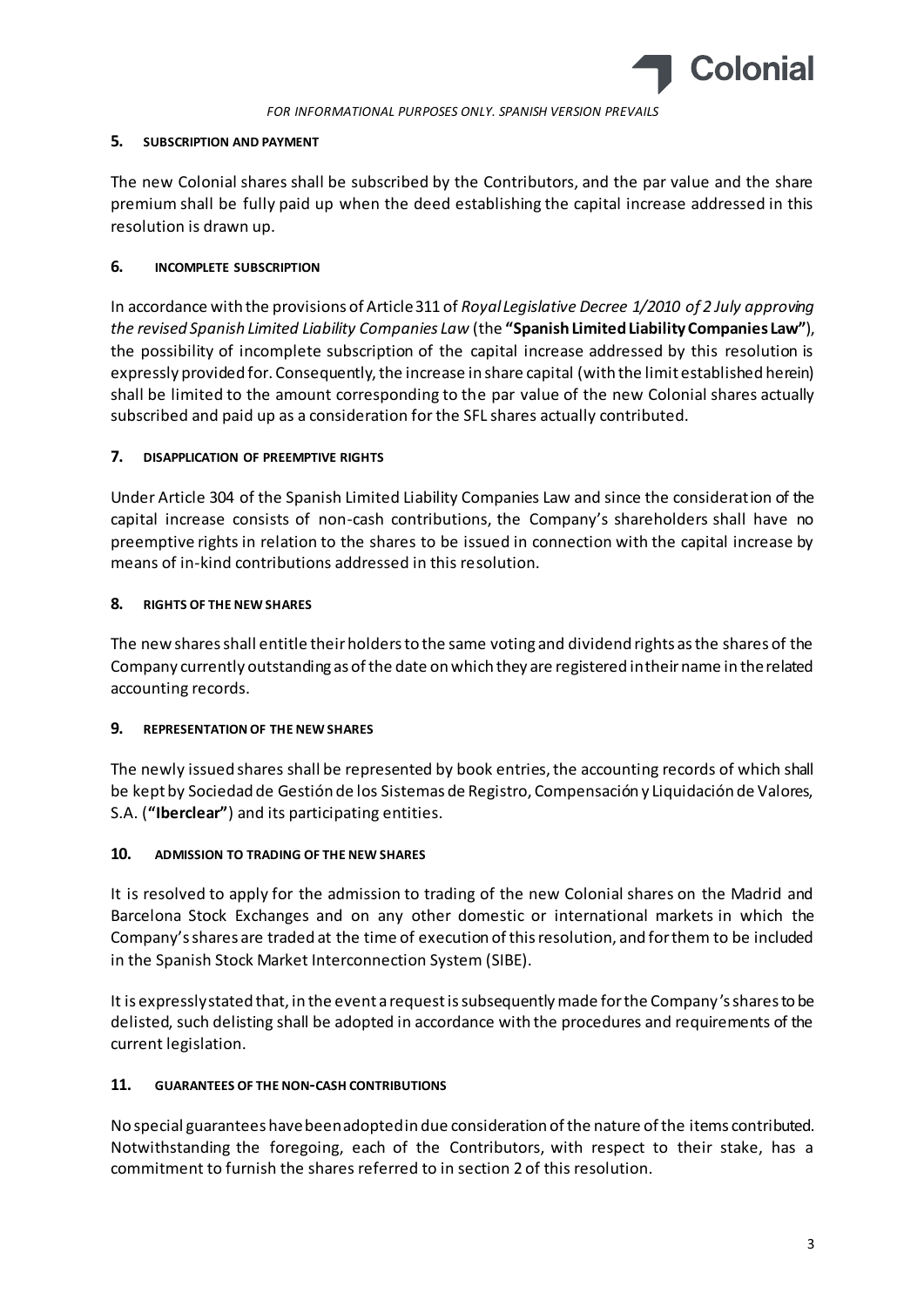### 5. SUBSCRIPTION AND PAYMENT

The new Colonial shares shall be subscribed by the Contributors, and the par value and the share premium shall be fully paid up when the deed establishing the capital increase addressed in this resolution is drawn up.

### 6. INCOMPLETE SUBSCRIPTION

In accordance with the provisions of Article 311 of *Royal Legislative Decree 1/2010 of 2 July approving the revised Spanish Limited Liability Companies Law* (the **"Spanish Limited Liability Companies Law"**), the possibility of incomplete subscription of the capital increase addressed by this resolution is expressly provided for. Consequently, the increase in share capital (with the limit established herein) shall be limited to the amount corresponding to the par value of the new Colonial shares actually subscribed and paid up as a consideration for the SFL shares actually contributed.

### 7. DISAPPLICATION OF PREEMPTIVE RIGHTS

Under Article 304 of the Spanish Limited Liability Companies Law and since the consideration of the capital increase consists of non-cash contributions, the Company's shareholders shall have no preemptive rights in relation to the shares to be issued in connection with the capital increase by means of in-kind contributions addressed in this resolution.

### 8. RIGHTS OF THE NEW SHARES

The new shares shall entitle their holders to the same voting and dividend rights as the shares of the Company currently outstanding as of the date on which they are registered in their name in the related accounting records.

### 9. REPRESENTATION OF THE NEW SHARES

The newly issued shares shall be represented by book entries, the accounting records of which shall be kept by Sociedad de Gestión de los Sistemas de Registro, Compensación y Liquidación de Valores, S.A. (**"Iberclear"**) and its participating entities.

### 10. ADMISSION TO TRADING OF THE NEW SHARES

It is resolved to apply for the admission to trading of the new Colonial shares on the Madrid and Barcelona Stock Exchanges and on any other domestic or international markets in which the Company's shares are traded at the time of execution of this resolution, and for them to be included in the Spanish Stock Market Interconnection System (SIBE).

It is expressly stated that, in the event a request is subsequently made for the Company's shares to be delisted, such delisting shall be adopted in accordance with the procedures and requirements of the current legislation.

### 11. GUARANTEES OF THE NON-CASH CONTRIBUTIONS

No special guarantees have been adopted in due consideration of the nature of the items contributed. Notwithstanding the foregoing, each of the Contributors, with respect to their stake, has a commitment to furnish the shares referred to in section 2 of this resolution.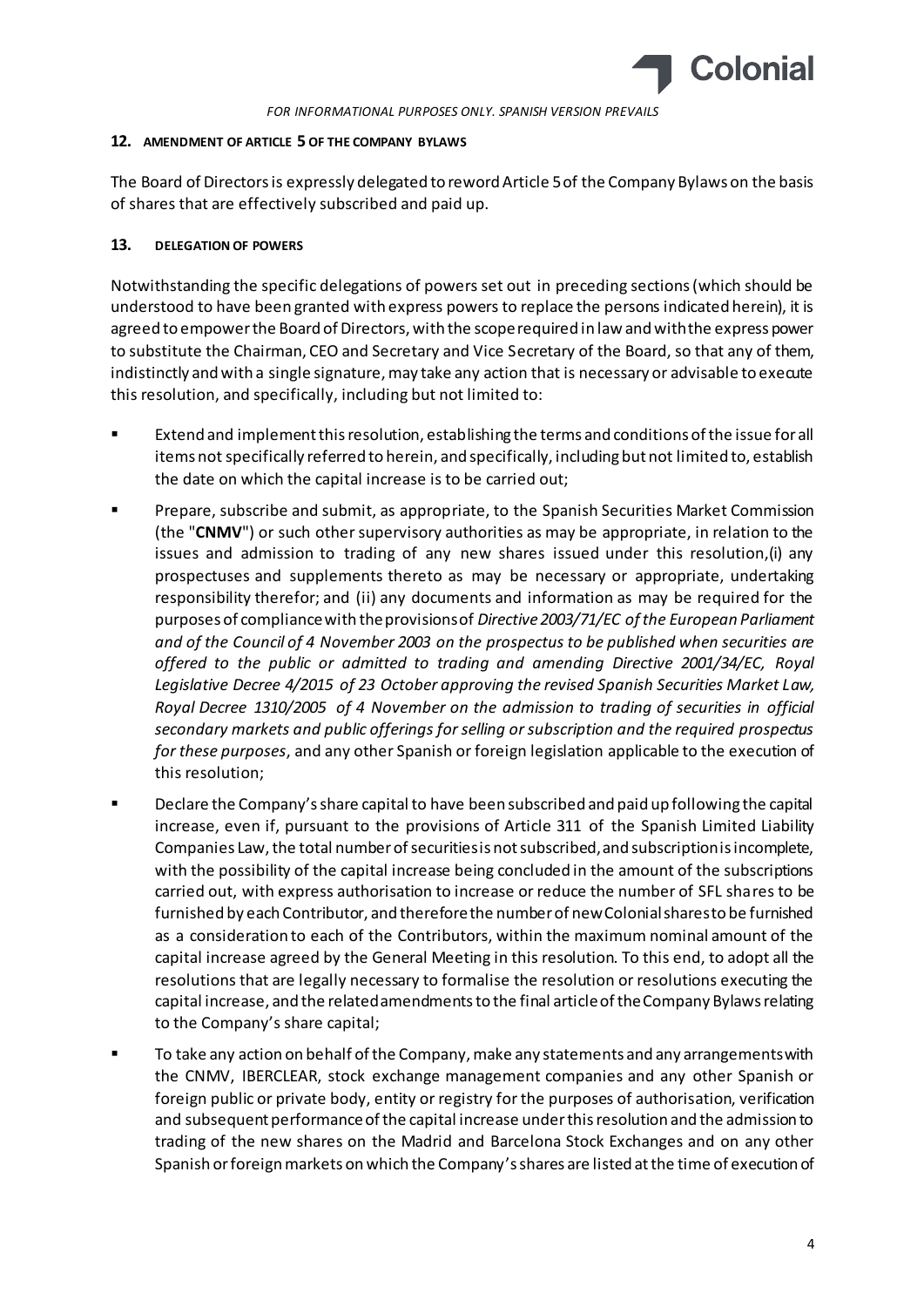*FOR INFORMATIONAL PURPOSES ONLY. SPANISH VERSION PREVAILS*

## 12. AMENDMENT OF ARTICLE 5 OF THE COMPANY BYLAWS

The Board of Directors is expressly delegated to reword Article 5 of the Company Bylaws on the basis of shares that are effectively subscribed and paid up.

## 13. DELEGATION OF POWERS

Notwithstanding the specific delegations of powers set out in preceding sections (which should be understood to have been granted with express powers to replace the persons indicated herein), it is agreed to empower the Board of Directors, with the scope required in law and with the express power to substitute the Chairman, CEO and Secretary and Vice Secretary of the Board, so that any of them, indistinctly and with a single signature, may take any action that is necessary or advisable to execute this resolution, and specifically, including but not limited to:

- Extend and implement this resolution, establishing the terms and conditions of the issue for all items not specifically referred to herein, and specifically, including but not limited to, establish the date on which the capital increase is to be carried out;
- Prepare, subscribe and submit, as appropriate, to the Spanish Securities Market Commission (the "**CNMV**") or such other supervisory authorities as may be appropriate, in relation to the issues and admission to trading of any new shares issued under this resolution,(i) any prospectuses and supplements thereto as may be necessary or appropriate, undertaking responsibility therefor; and (ii) any documents and information as may be required for the purposes of compliance with the provisions of *Directive 2003/71/EC of the European Parliament and of the Council of 4 November 2003 on the prospectus to be published when securities are offered to the public or admitted to trading and amending Directive 2001/34/EC, Royal Legislative Decree 4/2015 of 23 October approving the revised Spanish Securities Market Law, Royal Decree 1310/2005 of 4 November on the admission to trading of securities in official secondary markets and public offerings for selling or subscription and the required prospectus for these purposes*, and any other Spanish or foreign legislation applicable to the execution of this resolution;
- Declare the Company's share capital to have been subscribed and paid up following the capital increase, even if, pursuant to the provisions of Article 311 of the Spanish Limited Liability Companies Law, the total number of securities is not subscribed, and subscription is incomplete, with the possibility of the capital increase being concluded in the amount of the subscriptions carried out, with express authorisation to increase or reduce the number of SFL shares to be furnished by each Contributor, and therefore the number of new Colonial shares to be furnished as a consideration to each of the Contributors, within the maximum nominal amount of the capital increase agreed by the General Meeting in this resolution. To this end, to adopt all the resolutions that are legally necessary to formalise the resolution or resolutions executing the capital increase, and the related amendments to the final article of the Company Bylaws relating to the Company's share capital;
- To take any action on behalf of the Company, make any statements and any arrangements with the CNMV, IBERCLEAR, stock exchange management companies and any other Spanish or foreign public or private body, entity or registry for the purposes of authorisation, verification and subsequent performance of the capital increase under this resolution and the admission to trading of the new shares on the Madrid and Barcelona Stock Exchanges and on any other Spanish or foreign markets on which the Company's shares are listed at the time of execution of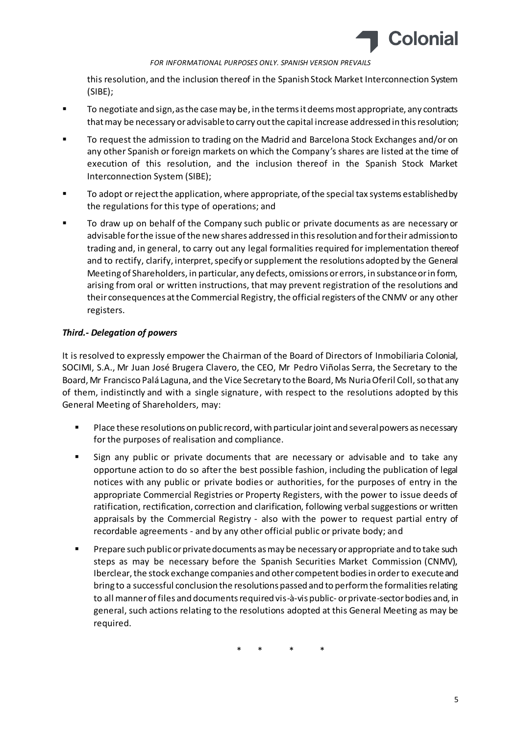this resolution, and the inclusion thereof in the Spanish Stock Market Interconnection System (SIBE);

- To negotiate and sign, as the case may be, in the terms it deems most appropriate, any contracts that may be necessary or advisable to carry out the capital increase addressed in this resolution;
- To request the admission to trading on the Madrid and Barcelona Stock Exchanges and/or on any other Spanish or foreign markets on which the Company's shares are listed at the time of execution of this resolution, and the inclusion thereof in the Spanish Stock Market Interconnection System (SIBE);
- To adopt or reject the application, where appropriate, of the special tax systems established by the regulations for this type of operations; and
- To draw up on behalf of the Company such public or private documents as are necessary or advisable for the issue of the new shares addressed in this resolution and for their admission to trading and, in general, to carry out any legal formalities required for implementation thereof and to rectify, clarify, interpret, specify or supplement the resolutions adopted by the General Meeting of Shareholders, in particular, any defects, omissions or errors, in substance or in form, arising from oral or written instructions, that may prevent registration of the resolutions and their consequences at the Commercial Registry, the official registers of the CNMV or any other registers.

***Third.- Delegation of powers***

It is resolved to expressly empower the Chairman of the Board of Directors of Inmobiliaria Colonial, SOCIMI, S.A., Mr Juan José Brugera Clavero, the CEO, Mr Pedro Viñolas Serra, the Secretary to the Board, Mr Francisco Palá Laguna, and the Vice Secretary to the Board, Ms Nuria Oferil Coll, so that any of them, indistinctly and with a single signature, with respect to the resolutions adopted by this General Meeting of Shareholders, may:

- Place these resolutions on public record, with particular joint and several powers as necessary for the purposes of realisation and compliance.
- Sign any public or private documents that are necessary or advisable and to take any opportune action to do so after the best possible fashion, including the publication of legal notices with any public or private bodies or authorities, for the purposes of entry in the appropriate Commercial Registries or Property Registers, with the power to issue deeds of ratification, rectification, correction and clarification, following verbal suggestions or written appraisals by the Commercial Registry - also with the power to request partial entry of recordable agreements - and by any other official public or private body; and
- Prepare such public or private documents as may be necessary or appropriate and to take such steps as may be necessary before the Spanish Securities Market Commission (CNMV), Iberclear, the stock exchange companies and other competent bodies in order to execute and bring to a successful conclusion the resolutions passed and to perform the formalities relating to all manner of files and documents required vis-à-vis public- or private-sector bodies and, in general, such actions relating to the resolutions adopted at this General Meeting as may be required.

\* \* \* \*